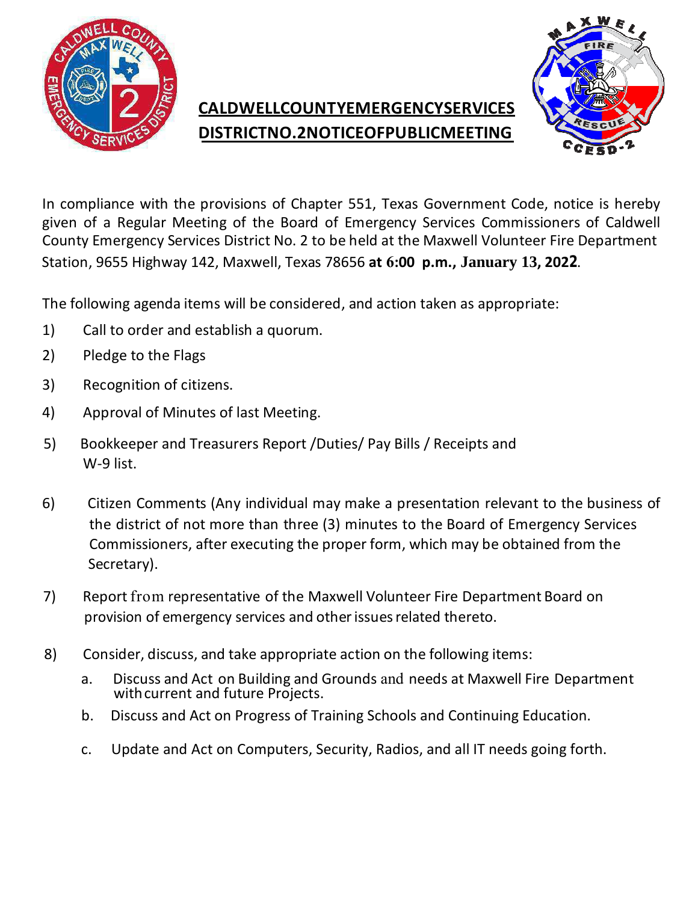# CALDWELLCOUNTYEMERGENCYSERVICES DISTRICTNO.2NOTICEOFPUBLICMEETING

In compliance with the provisions of Chapter 551, Texas Government Code, notice is hereby given of a Regular Meeting of the Board of Emergency Services Commissioners of Caldwell County Emergency Services District No. 2 to be held at the Maxwell Volunteer Fire Department Station, 9655 Highway 142, Maxwell, Texas 78656 **at 6:00 p.m., January 13, 2022**.

The following agenda items will be considered, and action taken as appropriate:

1) Call to order and establish a quorum.
2) Pledge to the Flags
3) Recognition of citizens.
4) Approval of Minutes of last Meeting.
5) Bookkeeper and Treasurers Report /Duties/ Pay Bills / Receipts and W-9 list.
6) Citizen Comments (Any individual may make a presentation relevant to the business of the district of not more than three (3) minutes to the Board of Emergency Services Commissioners, after executing the proper form, which may be obtained from the Secretary).
7) Report from representative of the Maxwell Volunteer Fire Department Board on provision of emergency services and other issues related thereto.
8) Consider, discuss, and take appropriate action on the following items:
   a. Discuss and Act on Building and Grounds and needs at Maxwell Fire Department with current and future Projects.
   b. Discuss and Act on Progress of Training Schools and Continuing Education.
   c. Update and Act on Computers, Security, Radios, and all IT needs going forth.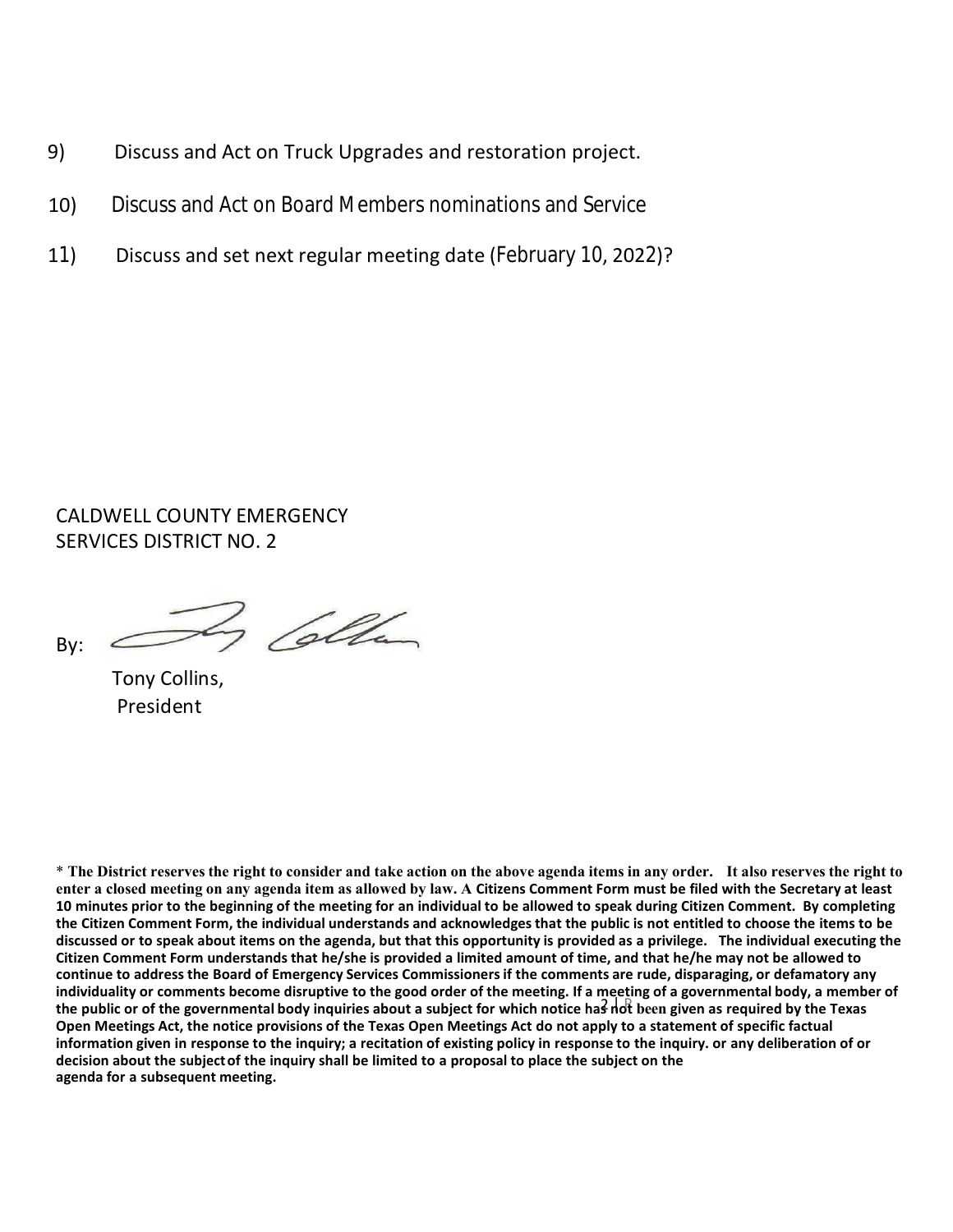9) Discuss and Act on Truck Upgrades and restoration project.

10) Discuss and Act on Board Members nominations and Service

11) Discuss and set next regular meeting date (February 10, 2022)?

CALDWELL COUNTY EMERGENCY SERVICES DISTRICT NO. 2

By:

Tony Collins,
President

**\* The District reserves the right to consider and take action on the above agenda items in any order. It also reserves the right to enter a closed meeting on any agenda item as allowed by law. A Citizens Comment Form must be filed with the Secretary at least 10 minutes prior to the beginning of the meeting for an individual to be allowed to speak during Citizen Comment. By completing the Citizen Comment Form, the individual understands and acknowledges that the public is not entitled to choose the items to be discussed or to speak about items on the agenda, but that this opportunity is provided as a privilege. The individual executing the Citizen Comment Form understands that he/she is provided a limited amount of time, and that he/he may not be allowed to continue to address the Board of Emergency Services Commissioners if the comments are rude, disparaging, or defamatory any individuality or comments become disruptive to the good order of the meeting. If a meeting of a governmental body, a member of the public or of the governmental body inquiries about a subject for which notice has not been given as required by the Texas Open Meetings Act, the notice provisions of the Texas Open Meetings Act do not apply to a statement of specific factual information given in response to the inquiry; a recitation of existing policy in response to the inquiry. or any deliberation of or decision about the subject of the inquiry shall be limited to a proposal to place the subject on the agenda for a subsequent meeting.**